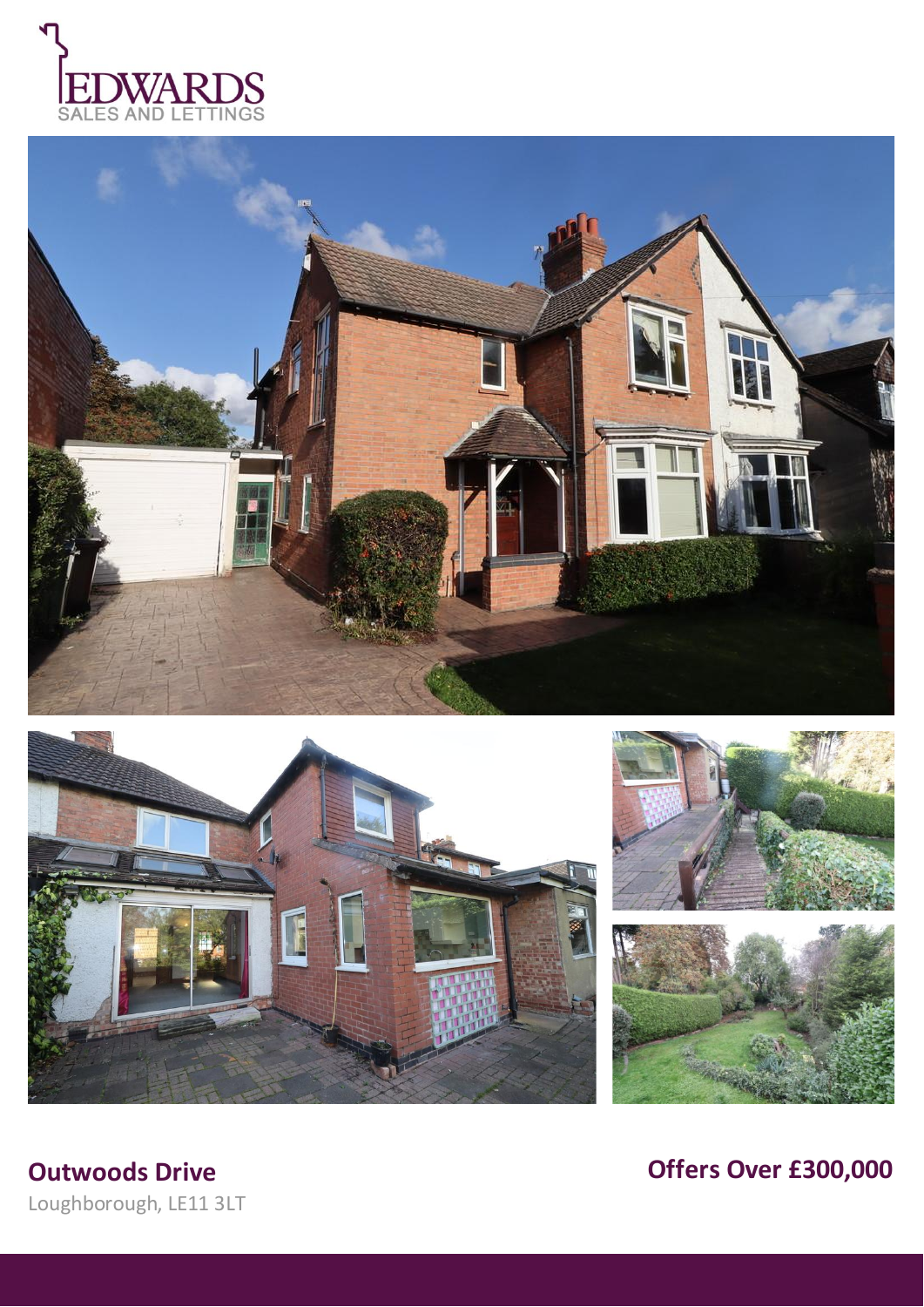EDWARDS
SALES AND LETTINGS

**Outwoods Drive**

Loughborough, LE11 3LT

**Offers Over £300,000**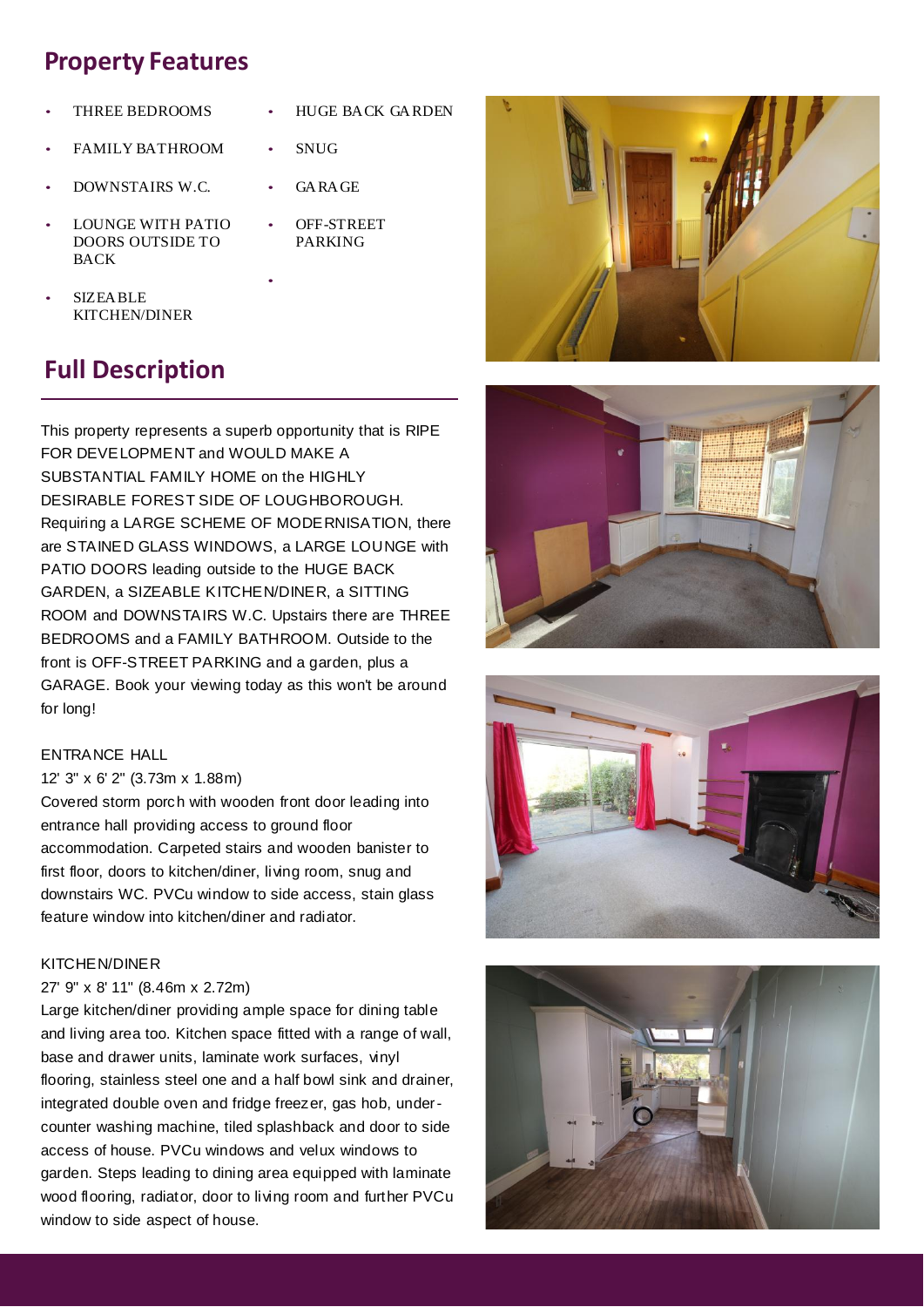## Property Features

- THREE BEDROOMS
- FAMILY BATHROOM
- DOWNSTAIRS W.C.
- LOUNGE WITH PATIO DOORS OUTSIDE TO BACK
- SIZEABLE KITCHEN/DINER
- HUGE BACK GARDEN
- SNUG
- GARAGE
- OFF-STREET PARKING

## Full Description

This property represents a superb opportunity that is RIPE FOR DEVELOPMENT and WOULD MAKE A SUBSTANTIAL FAMILY HOME on the HIGHLY DESIRABLE FOREST SIDE OF LOUGHBOROUGH. Requiring a LARGE SCHEME OF MODERNISATION, there are STAINED GLASS WINDOWS, a LARGE LOUNGE with PATIO DOORS leading outside to the HUGE BACK GARDEN, a SIZEABLE KITCHEN/DINER, a SITTING ROOM and DOWNSTAIRS W.C. Upstairs there are THREE BEDROOMS and a FAMILY BATHROOM. Outside to the front is OFF-STREET PARKING and a garden, plus a GARAGE. Book your viewing today as this won't be around for long!

ENTRANCE HALL
12' 3" x 6' 2" (3.73m x 1.88m)
Covered storm porch with wooden front door leading into entrance hall providing access to ground floor accommodation. Carpeted stairs and wooden banister to first floor, doors to kitchen/diner, living room, snug and downstairs WC. PVCu window to side access, stain glass feature window into kitchen/diner and radiator.

KITCHEN/DINER
27' 9" x 8' 11" (8.46m x 2.72m)
Large kitchen/diner providing ample space for dining table and living area too. Kitchen space fitted with a range of wall, base and drawer units, laminate work surfaces, vinyl flooring, stainless steel one and a half bowl sink and drainer, integrated double oven and fridge freezer, gas hob, under-counter washing machine, tiled splashback and door to side access of house. PVCu windows and velux windows to garden. Steps leading to dining area equipped with laminate wood flooring, radiator, door to living room and further PVCu window to side aspect of house.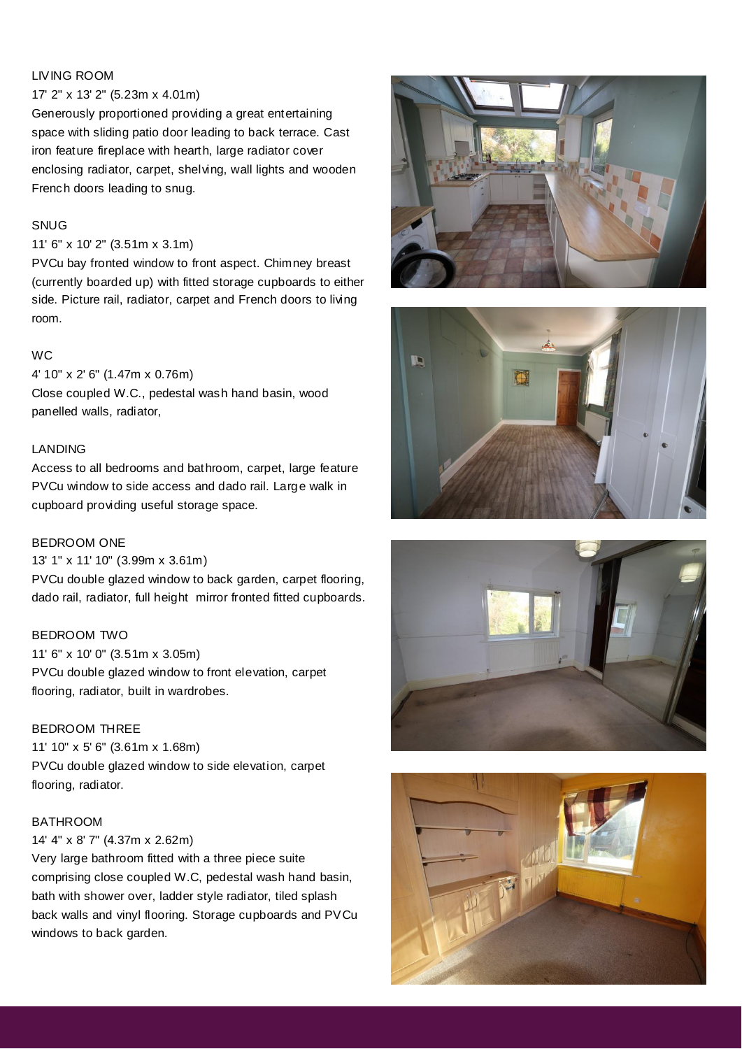LIVING ROOM

17' 2" x 13' 2" (5.23m x 4.01m)

Generously proportioned providing a great entertaining space with sliding patio door leading to back terrace. Cast iron feature fireplace with hearth, large radiator cover enclosing radiator, carpet, shelving, wall lights and wooden French doors leading to snug.

SNUG

11' 6" x 10' 2" (3.51m x 3.1m)

PVCu bay fronted window to front aspect. Chimney breast (currently boarded up) with fitted storage cupboards to either side. Picture rail, radiator, carpet and French doors to living room.

WC

4' 10" x 2' 6" (1.47m x 0.76m)

Close coupled W.C., pedestal wash hand basin, wood panelled walls, radiator,

LANDING

Access to all bedrooms and bathroom, carpet, large feature PVCu window to side access and dado rail. Large walk in cupboard providing useful storage space.

BEDROOM ONE

13' 1" x 11' 10" (3.99m x 3.61m)

PVCu double glazed window to back garden, carpet flooring, dado rail, radiator, full height mirror fronted fitted cupboards.

BEDROOM TWO

11' 6" x 10' 0" (3.51m x 3.05m)

PVCu double glazed window to front elevation, carpet flooring, radiator, built in wardrobes.

BEDROOM THREE

11' 10" x 5' 6" (3.61m x 1.68m)

PVCu double glazed window to side elevation, carpet flooring, radiator.

BATHROOM

14' 4" x 8' 7" (4.37m x 2.62m)

Very large bathroom fitted with a three piece suite comprising close coupled W.C, pedestal wash hand basin, bath with shower over, ladder style radiator, tiled splash back walls and vinyl flooring. Storage cupboards and PVCu windows to back garden.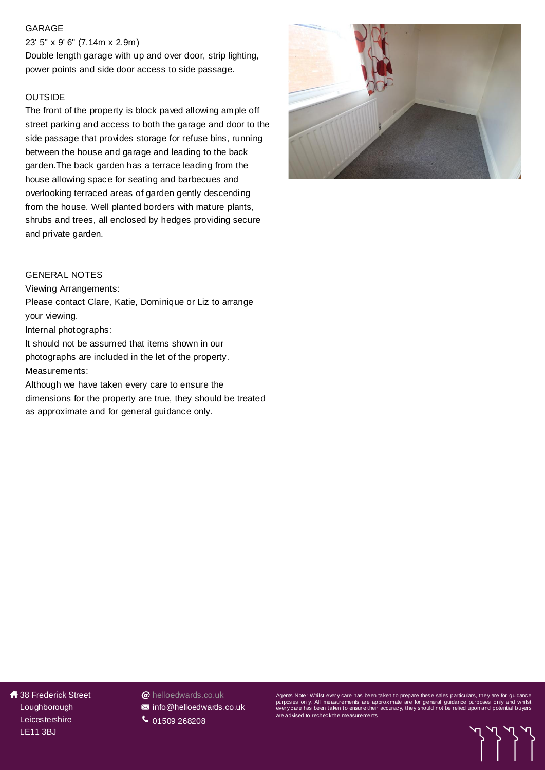## GARAGE

23' 5" x 9' 6" (7.14m x 2.9m)

Double length garage with up and over door, strip lighting, power points and side door access to side passage.

## OUTSIDE

The front of the property is block paved allowing ample off street parking and access to both the garage and door to the side passage that provides storage for refuse bins, running between the house and garage and leading to the back garden.The back garden has a terrace leading from the house allowing space for seating and barbecues and overlooking terraced areas of garden gently descending from the house. Well planted borders with mature plants, shrubs and trees, all enclosed by hedges providing secure and private garden.

## GENERAL NOTES

Viewing Arrangements:

Please contact Clare, Katie, Dominique or Liz to arrange your viewing.

Internal photographs:

It should not be assumed that items shown in our photographs are included in the let of the property.

Measurements:

Although we have taken every care to ensure the dimensions for the property are true, they should be treated as approximate and for general guidance only.

38 Frederick Street
Loughborough
Leicestershire
LE11 3BJ

helloedwards.co.uk
info@helloedwards.co.uk
01509 268208

Agents Note: Whilst every care has been taken to prepare these sales particulars, they are for guidance purposes only. All measurements are approximate are for general guidance purposes only and whilst every care has been taken to ensure their accuracy, they should not be relied upon and potential buyers are advised to recheck the measurements